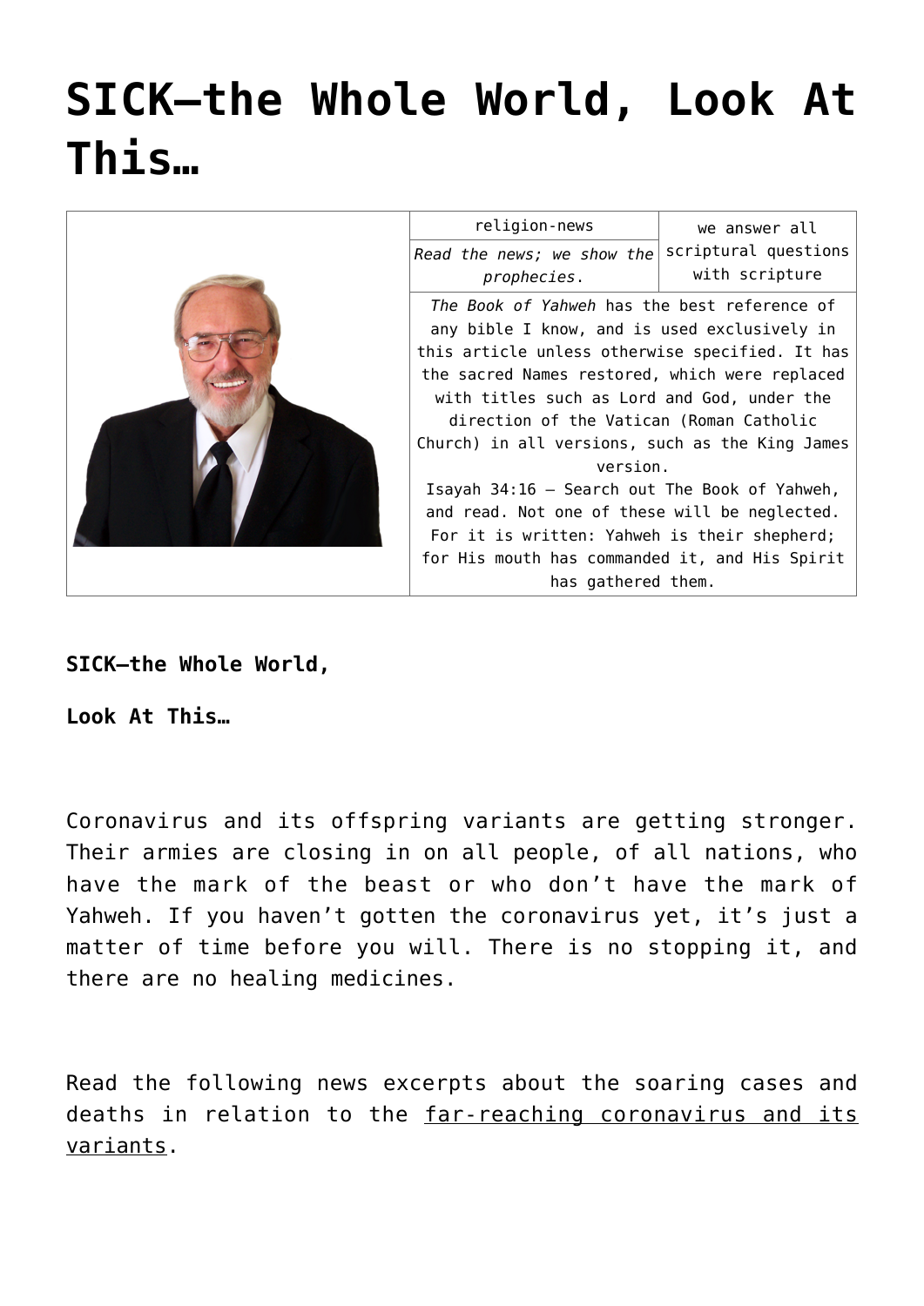# SICK—the Whole World, Look At This…

| | religion-news | we answer all scriptural questions with scripture |
|---|---|---|
| | *Read the news; we show the prophecies.* | |
| | *The Book of Yahweh* has the best reference of any bible I know, and is used exclusively in this article unless otherwise specified. It has the sacred Names restored, which were replaced with titles such as Lord and God, under the direction of the Vatican (Roman Catholic Church) in all versions, such as the King James version.<br>Isayah 34:16 – Search out The Book of Yahweh, and read. Not one of these will be neglected. For it is written: Yahweh is their shepherd; for His mouth has commanded it, and His Spirit has gathered them. | |

**SICK—the Whole World,**

**Look At This…**

Coronavirus and its offspring variants are getting stronger. Their armies are closing in on all people, of all nations, who have the mark of the beast or who don't have the mark of Yahweh. If you haven't gotten the coronavirus yet, it's just a matter of time before you will. There is no stopping it, and there are no healing medicines.

Read the following news excerpts about the soaring cases and deaths in relation to the far-reaching coronavirus and its variants.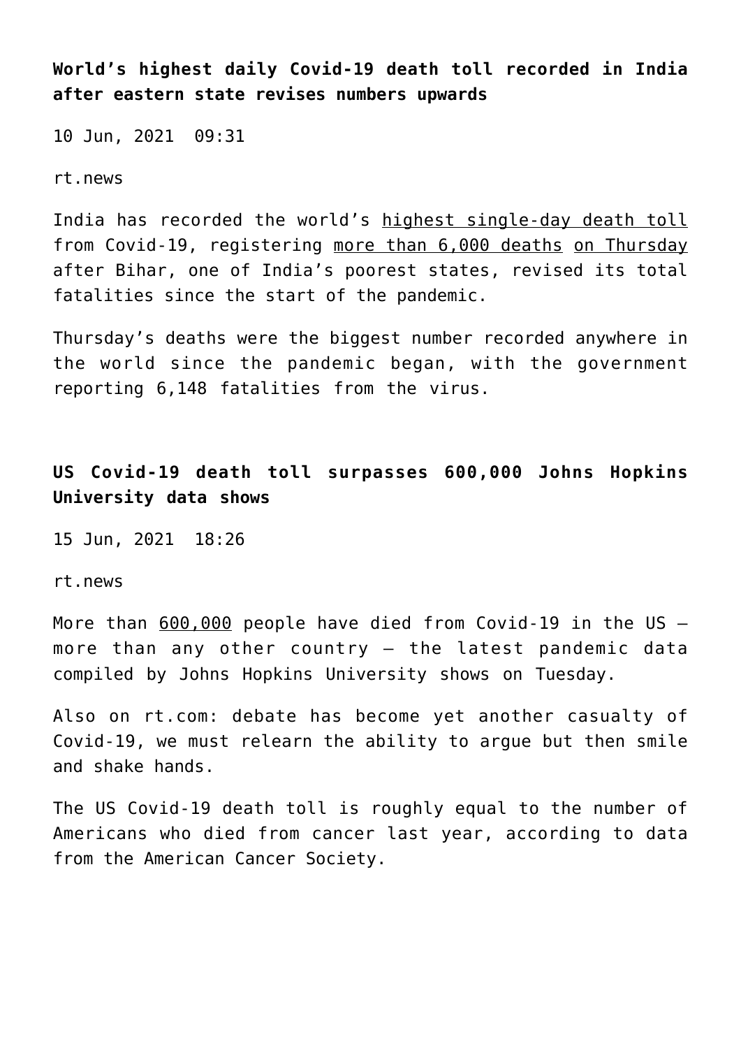**World’s highest daily Covid-19 death toll recorded in India after eastern state revises numbers upwards**

10 Jun, 2021 09:31

rt.news

India has recorded the world’s highest single-day death toll from Covid-19, registering more than 6,000 deaths on Thursday after Bihar, one of India’s poorest states, revised its total fatalities since the start of the pandemic.

Thursday’s deaths were the biggest number recorded anywhere in the world since the pandemic began, with the government reporting 6,148 fatalities from the virus.

**US Covid-19 death toll surpasses 600,000 Johns Hopkins University data shows**

15 Jun, 2021 18:26

rt.news

More than 600,000 people have died from Covid-19 in the US – more than any other country – the latest pandemic data compiled by Johns Hopkins University shows on Tuesday.

Also on rt.com: debate has become yet another casualty of Covid-19, we must relearn the ability to argue but then smile and shake hands.

The US Covid-19 death toll is roughly equal to the number of Americans who died from cancer last year, according to data from the American Cancer Society.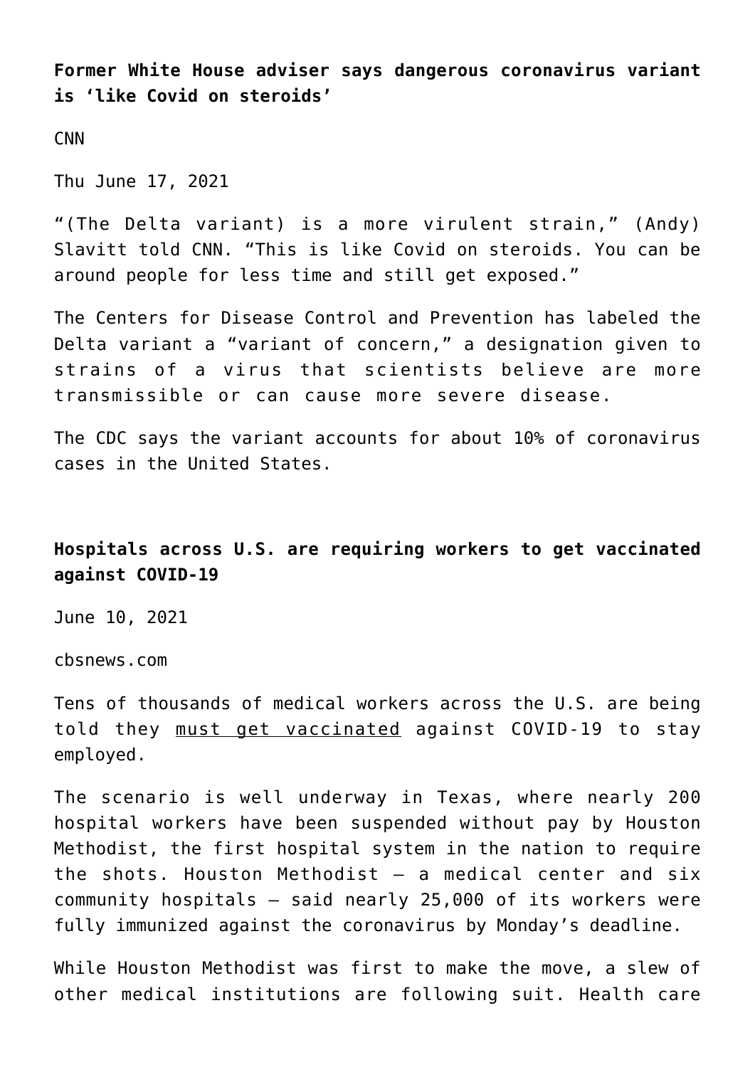**Former White House adviser says dangerous coronavirus variant is 'like Covid on steroids'**

CNN

Thu June 17, 2021

"(The Delta variant) is a more virulent strain," (Andy) Slavitt told CNN. "This is like Covid on steroids. You can be around people for less time and still get exposed."

The Centers for Disease Control and Prevention has labeled the Delta variant a "variant of concern," a designation given to strains of a virus that scientists believe are more transmissible or can cause more severe disease.

The CDC says the variant accounts for about 10% of coronavirus cases in the United States.

**Hospitals across U.S. are requiring workers to get vaccinated against COVID-19**

June 10, 2021

cbsnews.com

Tens of thousands of medical workers across the U.S. are being told they must get vaccinated against COVID-19 to stay employed.

The scenario is well underway in Texas, where nearly 200 hospital workers have been suspended without pay by Houston Methodist, the first hospital system in the nation to require the shots. Houston Methodist — a medical center and six community hospitals — said nearly 25,000 of its workers were fully immunized against the coronavirus by Monday's deadline.

While Houston Methodist was first to make the move, a slew of other medical institutions are following suit. Health care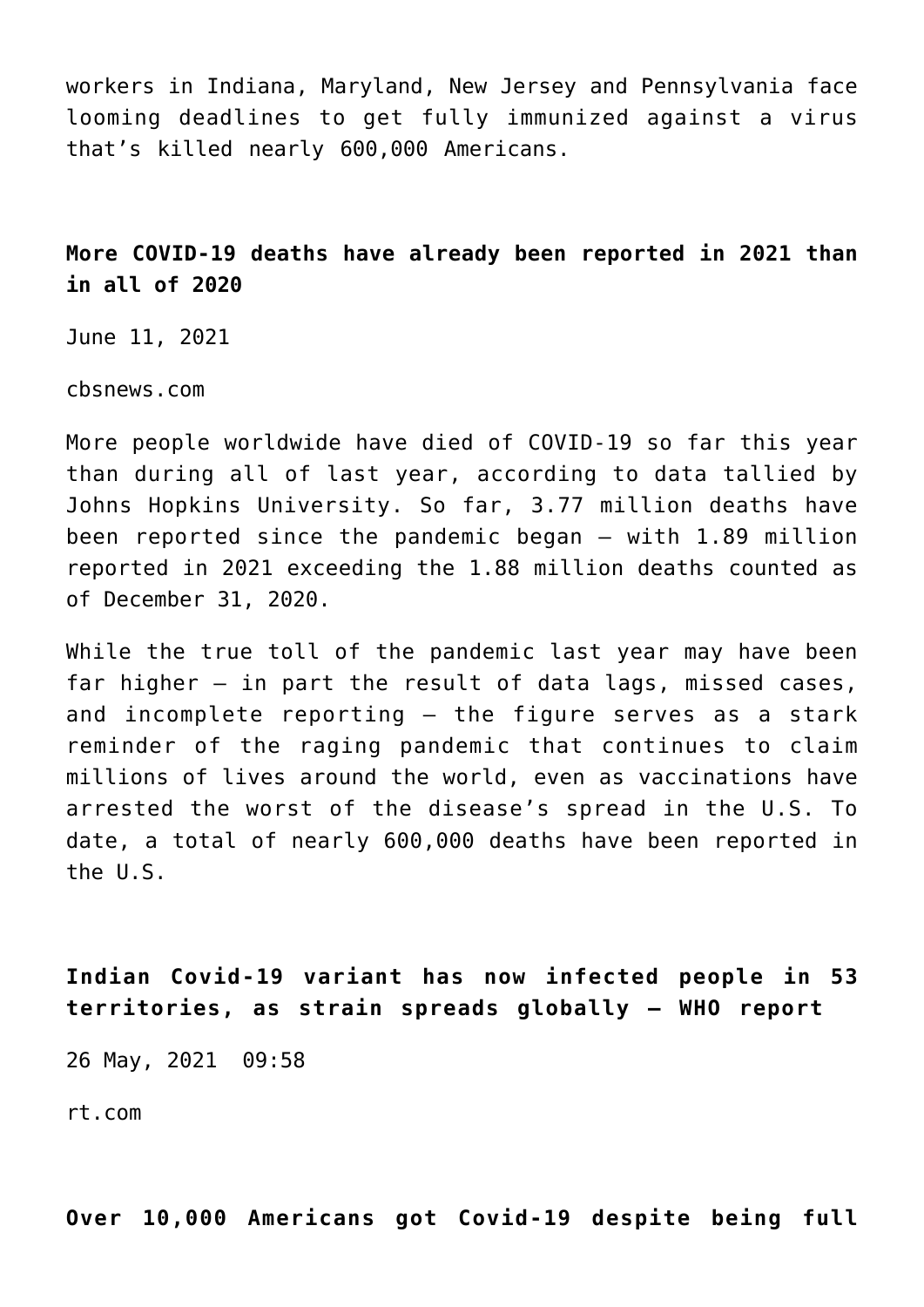workers in Indiana, Maryland, New Jersey and Pennsylvania face looming deadlines to get fully immunized against a virus that's killed nearly 600,000 Americans.

**More COVID-19 deaths have already been reported in 2021 than in all of 2020**

June 11, 2021

cbsnews.com

More people worldwide have died of COVID-19 so far this year than during all of last year, according to data tallied by Johns Hopkins University. So far, 3.77 million deaths have been reported since the pandemic began — with 1.89 million reported in 2021 exceeding the 1.88 million deaths counted as of December 31, 2020.

While the true toll of the pandemic last year may have been far higher — in part the result of data lags, missed cases, and incomplete reporting — the figure serves as a stark reminder of the raging pandemic that continues to claim millions of lives around the world, even as vaccinations have arrested the worst of the disease's spread in the U.S. To date, a total of nearly 600,000 deaths have been reported in the U.S.

**Indian Covid-19 variant has now infected people in 53 territories, as strain spreads globally – WHO report**

26 May, 2021 09:58

rt.com

**Over 10,000 Americans got Covid-19 despite being full**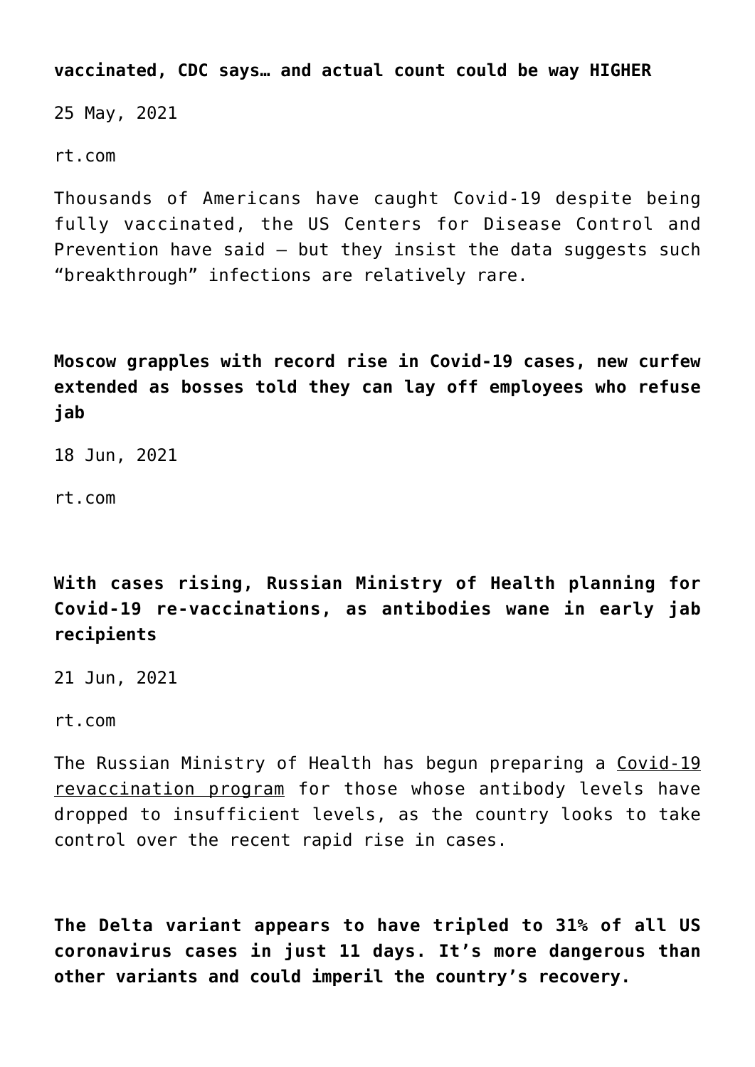**vaccinated, CDC says… and actual count could be way HIGHER**

25 May, 2021

rt.com

Thousands of Americans have caught Covid-19 despite being fully vaccinated, the US Centers for Disease Control and Prevention have said – but they insist the data suggests such “breakthrough” infections are relatively rare.

**Moscow grapples with record rise in Covid-19 cases, new curfew extended as bosses told they can lay off employees who refuse jab**

18 Jun, 2021

rt.com

**With cases rising, Russian Ministry of Health planning for Covid-19 re-vaccinations, as antibodies wane in early jab recipients**

21 Jun, 2021

rt.com

The Russian Ministry of Health has begun preparing a Covid-19 revaccination program for those whose antibody levels have dropped to insufficient levels, as the country looks to take control over the recent rapid rise in cases.

**The Delta variant appears to have tripled to 31% of all US coronavirus cases in just 11 days. It’s more dangerous than other variants and could imperil the country’s recovery.**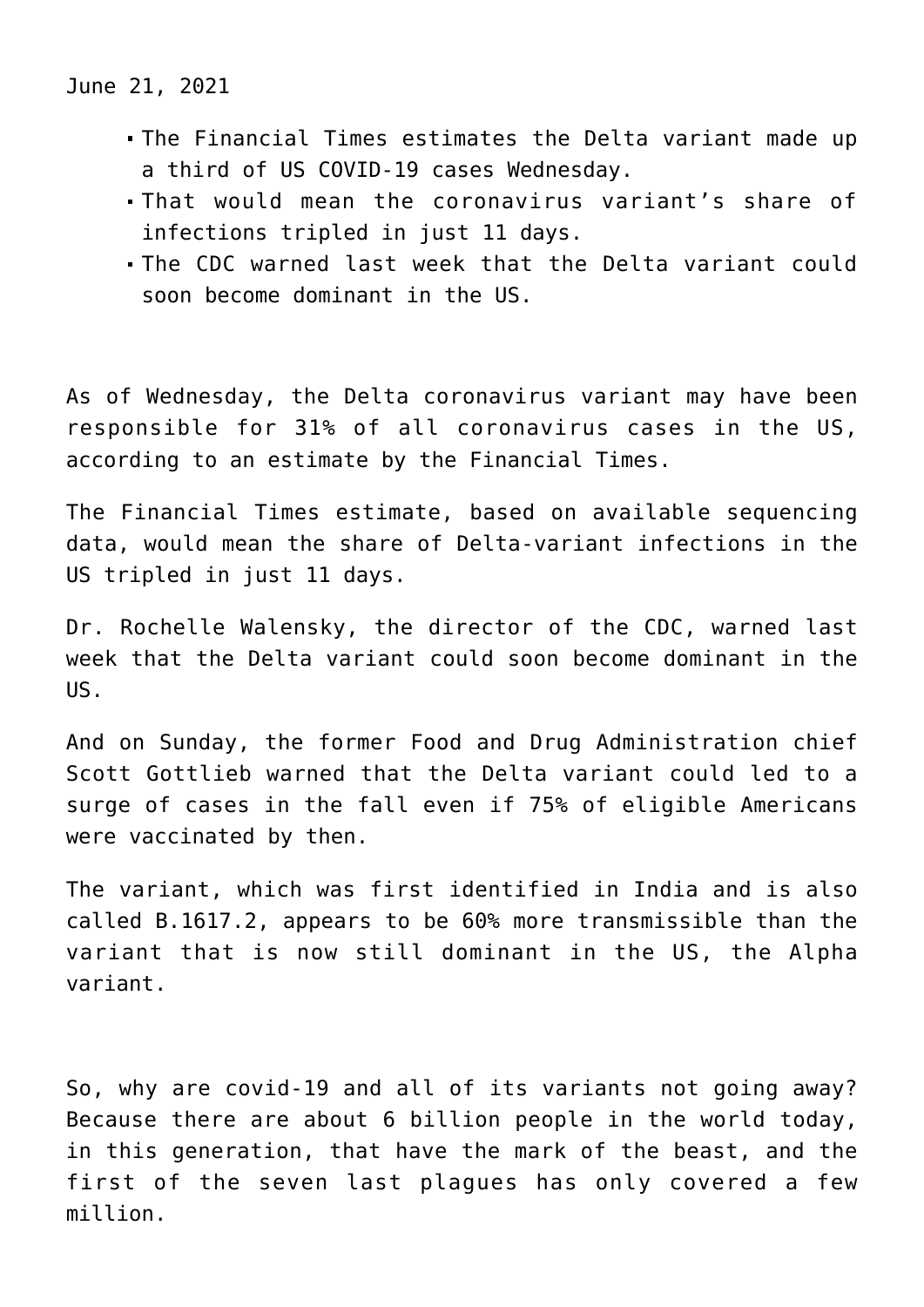June 21, 2021

- The Financial Times estimates the Delta variant made up a third of US COVID-19 cases Wednesday.
- That would mean the coronavirus variant's share of infections tripled in just 11 days.
- The CDC warned last week that the Delta variant could soon become dominant in the US.

As of Wednesday, the Delta coronavirus variant may have been responsible for 31% of all coronavirus cases in the US, according to an estimate by the Financial Times.

The Financial Times estimate, based on available sequencing data, would mean the share of Delta-variant infections in the US tripled in just 11 days.

Dr. Rochelle Walensky, the director of the CDC, warned last week that the Delta variant could soon become dominant in the US.

And on Sunday, the former Food and Drug Administration chief Scott Gottlieb warned that the Delta variant could led to a surge of cases in the fall even if 75% of eligible Americans were vaccinated by then.

The variant, which was first identified in India and is also called B.1617.2, appears to be 60% more transmissible than the variant that is now still dominant in the US, the Alpha variant.

So, why are covid-19 and all of its variants not going away? Because there are about 6 billion people in the world today, in this generation, that have the mark of the beast, and the first of the seven last plagues has only covered a few million.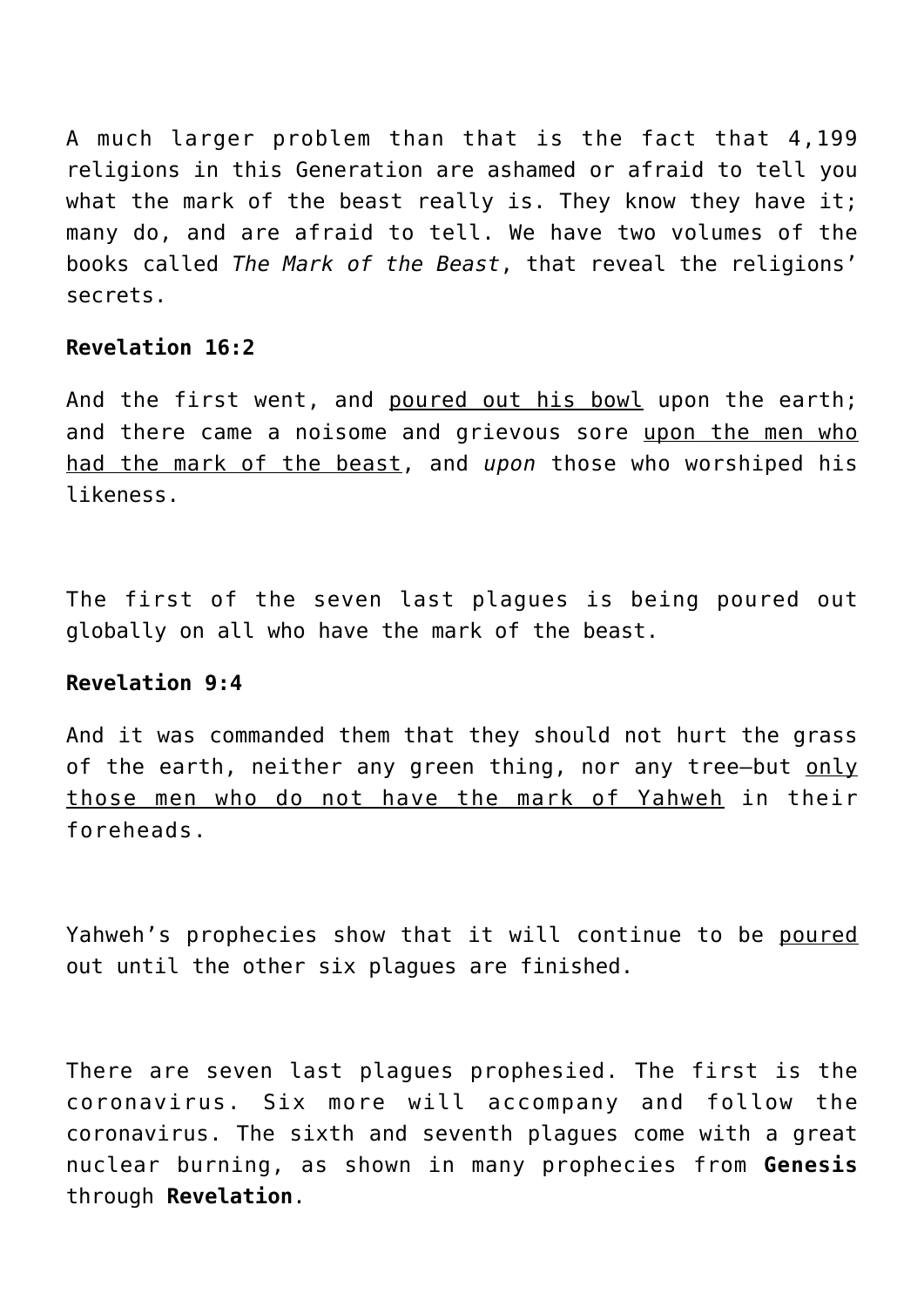A much larger problem than that is the fact that 4,199 religions in this Generation are ashamed or afraid to tell you what the mark of the beast really is. They know they have it; many do, and are afraid to tell. We have two volumes of the books called *The Mark of the Beast*, that reveal the religions' secrets.

**Revelation 16:2**

And the first went, and <u>poured out his bowl</u> upon the earth; and there came a noisome and grievous sore <u>upon the men who had the mark of the beast</u>, and *upon* those who worshiped his likeness.

The first of the seven last plagues is being poured out globally on all who have the mark of the beast.

**Revelation 9:4**

And it was commanded them that they should not hurt the grass of the earth, neither any green thing, nor any tree—but <u>only those men who do not have the mark of Yahweh</u> in their foreheads.

Yahweh's prophecies show that it will continue to be <u>poured</u> out until the other six plagues are finished.

There are seven last plagues prophesied. The first is the coronavirus. Six more will accompany and follow the coronavirus. The sixth and seventh plagues come with a great nuclear burning, as shown in many prophecies from **Genesis** through **Revelation**.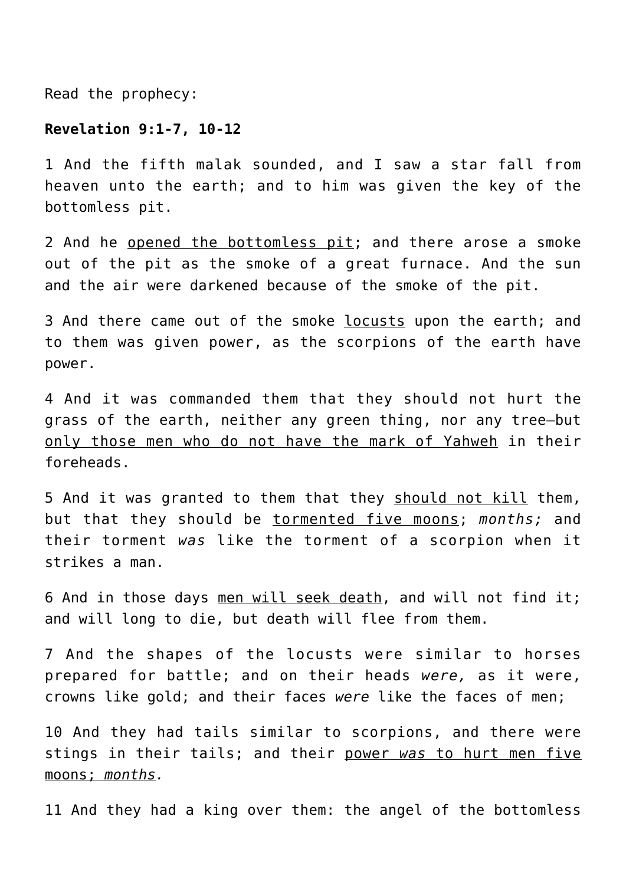Read the prophecy:

**Revelation 9:1-7, 10-12**

1 And the fifth malak sounded, and I saw a star fall from heaven unto the earth; and to him was given the key of the bottomless pit.

2 And he <u>opened the bottomless pit</u>; and there arose a smoke out of the pit as the smoke of a great furnace. And the sun and the air were darkened because of the smoke of the pit.

3 And there came out of the smoke <u>locusts</u> upon the earth; and to them was given power, as the scorpions of the earth have power.

4 And it was commanded them that they should not hurt the grass of the earth, neither any green thing, nor any tree—but <u>only those men who do not have the mark of Yahweh</u> in their foreheads.

5 And it was granted to them that they <u>should not kill</u> them, but that they should be <u>tormented five moons</u>; *months;* and their torment *was* like the torment of a scorpion when it strikes a man.

6 And in those days <u>men will seek death</u>, and will not find it; and will long to die, but death will flee from them.

7 And the shapes of the locusts were similar to horses prepared for battle; and on their heads *were,* as it were, crowns like gold; and their faces *were* like the faces of men;

10 And they had tails similar to scorpions, and there were stings in their tails; and their <u>power *was* to hurt men five moons; *months*</u>*.*

11 And they had a king over them: the angel of the bottomless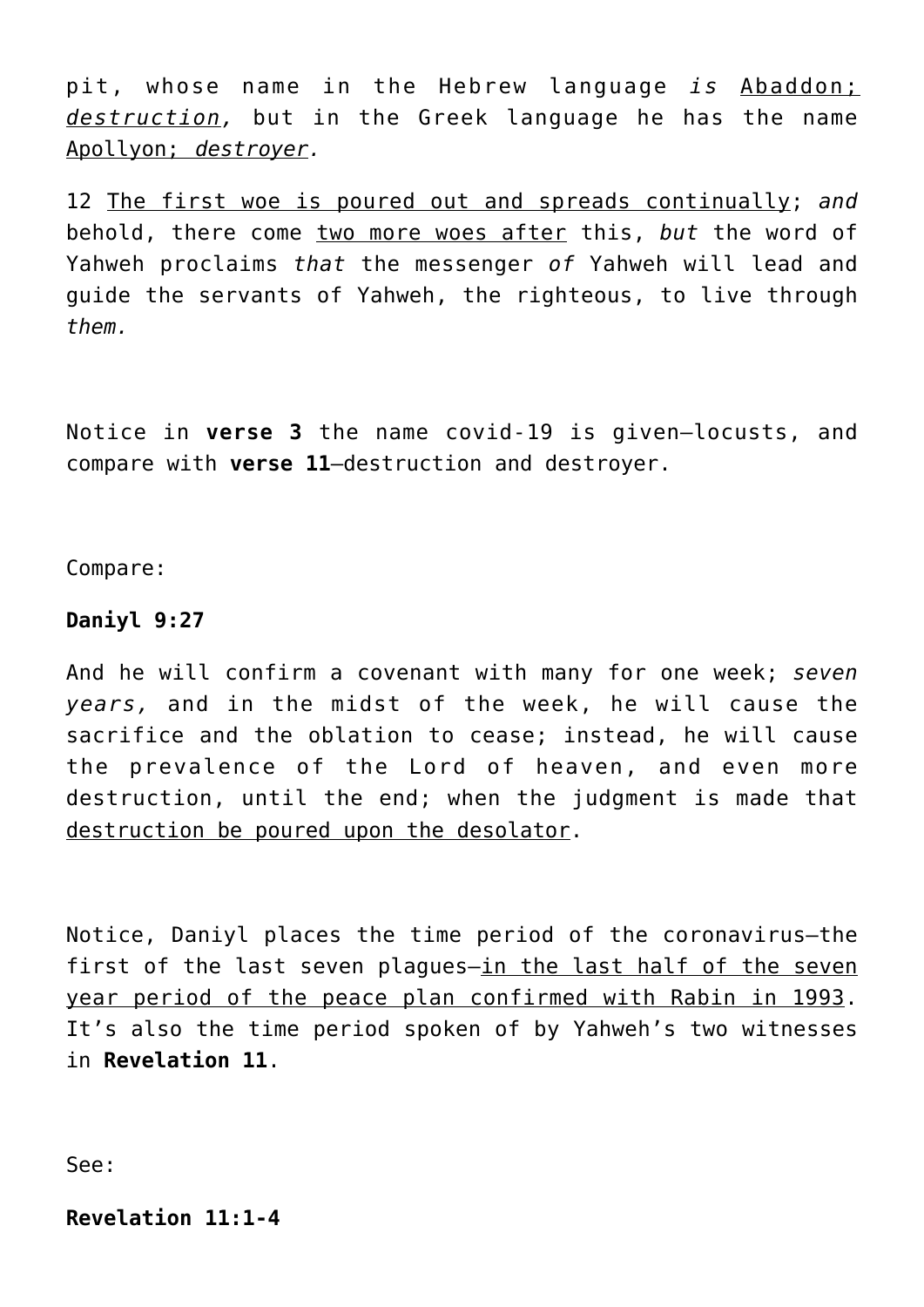pit, whose name in the Hebrew language *is* <u>Abaddon; *destruction*</u>, but in the Greek language he has the name <u>Apollyon; *destroyer*</u>.

12 <u>The first woe is poured out and spreads continually</u>; *and* behold, there come <u>two more woes after</u> this, *but* the word of Yahweh proclaims *that* the messenger *of* Yahweh will lead and guide the servants of Yahweh, the righteous, to live through *them.*

Notice in **verse 3** the name covid-19 is given—locusts, and compare with **verse 11**—destruction and destroyer.

Compare:

**Daniyl 9:27**

And he will confirm a covenant with many for one week; *seven years,* and in the midst of the week, he will cause the sacrifice and the oblation to cease; instead, he will cause the prevalence of the Lord of heaven, and even more destruction, until the end; when the judgment is made that <u>destruction be poured upon the desolator</u>.

Notice, Daniyl places the time period of the coronavirus—the first of the last seven plagues—<u>in the last half of the seven year period of the peace plan confirmed with Rabin in 1993</u>. It's also the time period spoken of by Yahweh's two witnesses in **Revelation 11**.

See:

**Revelation 11:1-4**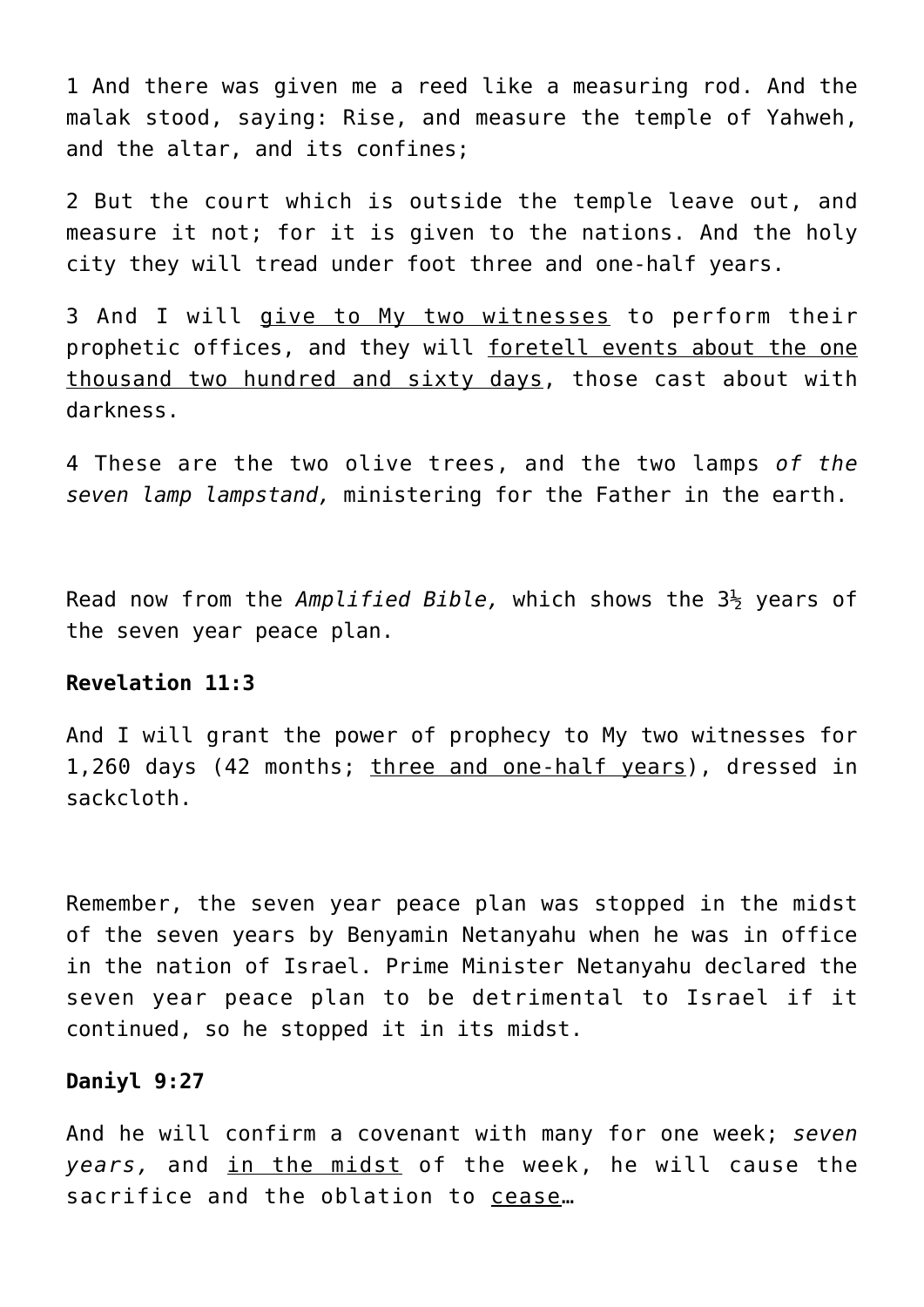1 And there was given me a reed like a measuring rod. And the malak stood, saying: Rise, and measure the temple of Yahweh, and the altar, and its confines;

2 But the court which is outside the temple leave out, and measure it not; for it is given to the nations. And the holy city they will tread under foot three and one-half years.

3 And I will <u>give to My two witnesses</u> to perform their prophetic offices, and they will <u>foretell events about the one thousand two hundred and sixty days</u>, those cast about with darkness.

4 These are the two olive trees, and the two lamps *of the seven lamp lampstand,* ministering for the Father in the earth.

Read now from the *Amplified Bible,* which shows the 3½ years of the seven year peace plan.

**Revelation 11:3**

And I will grant the power of prophecy to My two witnesses for 1,260 days (42 months; <u>three and one-half years</u>), dressed in sackcloth.

Remember, the seven year peace plan was stopped in the midst of the seven years by Benyamin Netanyahu when he was in office in the nation of Israel. Prime Minister Netanyahu declared the seven year peace plan to be detrimental to Israel if it continued, so he stopped it in its midst.

**Daniyl 9:27**

And he will confirm a covenant with many for one week; *seven years,* and <u>in the midst</u> of the week, he will cause the sacrifice and the oblation to <u>cease</u>…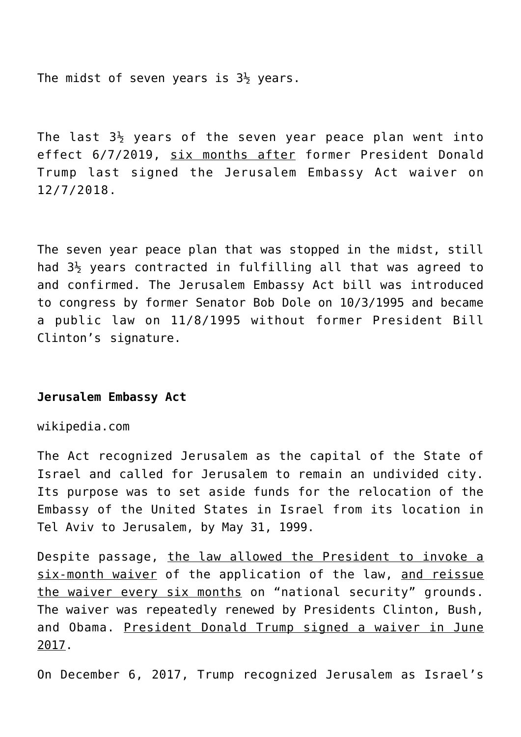The midst of seven years is 3½ years.

The last 3½ years of the seven year peace plan went into effect 6/7/2019, six months after former President Donald Trump last signed the Jerusalem Embassy Act waiver on 12/7/2018.

The seven year peace plan that was stopped in the midst, still had 3½ years contracted in fulfilling all that was agreed to and confirmed. The Jerusalem Embassy Act bill was introduced to congress by former Senator Bob Dole on 10/3/1995 and became a public law on 11/8/1995 without former President Bill Clinton's signature.

**Jerusalem Embassy Act**

wikipedia.com

The Act recognized Jerusalem as the capital of the State of Israel and called for Jerusalem to remain an undivided city. Its purpose was to set aside funds for the relocation of the Embassy of the United States in Israel from its location in Tel Aviv to Jerusalem, by May 31, 1999.

Despite passage, the law allowed the President to invoke a six-month waiver of the application of the law, and reissue the waiver every six months on "national security" grounds. The waiver was repeatedly renewed by Presidents Clinton, Bush, and Obama. President Donald Trump signed a waiver in June 2017.

On December 6, 2017, Trump recognized Jerusalem as Israel's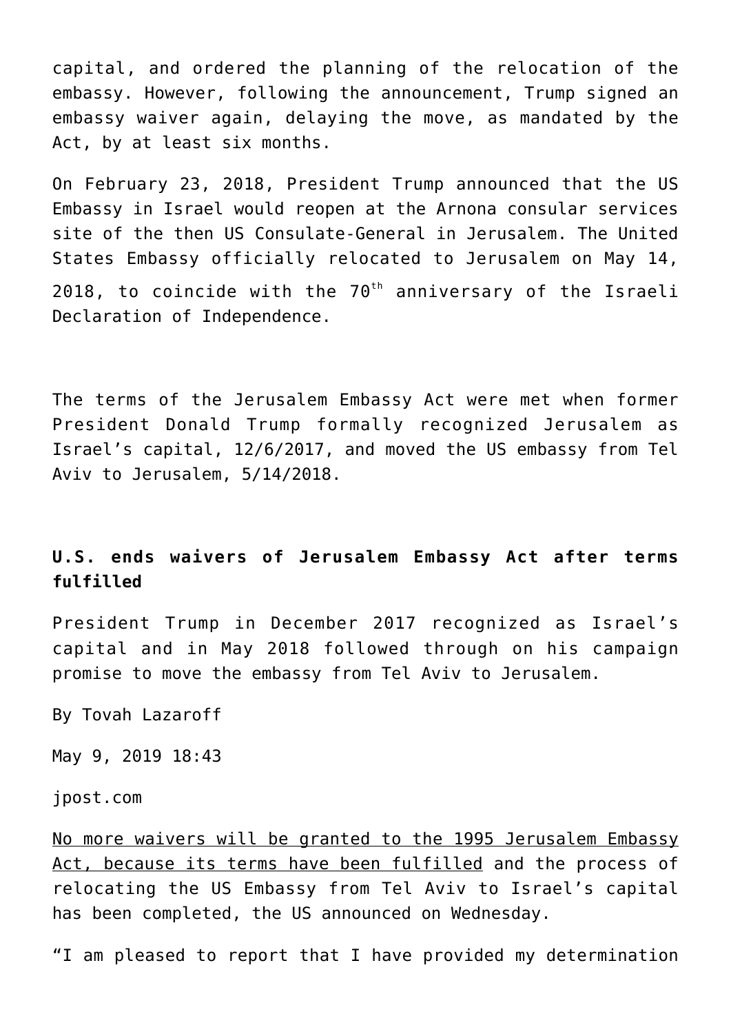capital, and ordered the planning of the relocation of the embassy. However, following the announcement, Trump signed an embassy waiver again, delaying the move, as mandated by the Act, by at least six months.

On February 23, 2018, President Trump announced that the US Embassy in Israel would reopen at the Arnona consular services site of the then US Consulate-General in Jerusalem. The United States Embassy officially relocated to Jerusalem on May 14, 2018, to coincide with the 70th anniversary of the Israeli Declaration of Independence.

The terms of the Jerusalem Embassy Act were met when former President Donald Trump formally recognized Jerusalem as Israel's capital, 12/6/2017, and moved the US embassy from Tel Aviv to Jerusalem, 5/14/2018.

**U.S. ends waivers of Jerusalem Embassy Act after terms fulfilled**

President Trump in December 2017 recognized as Israel's capital and in May 2018 followed through on his campaign promise to move the embassy from Tel Aviv to Jerusalem.

By Tovah Lazaroff

May 9, 2019 18:43

jpost.com

No more waivers will be granted to the 1995 Jerusalem Embassy Act, because its terms have been fulfilled and the process of relocating the US Embassy from Tel Aviv to Israel's capital has been completed, the US announced on Wednesday.

"I am pleased to report that I have provided my determination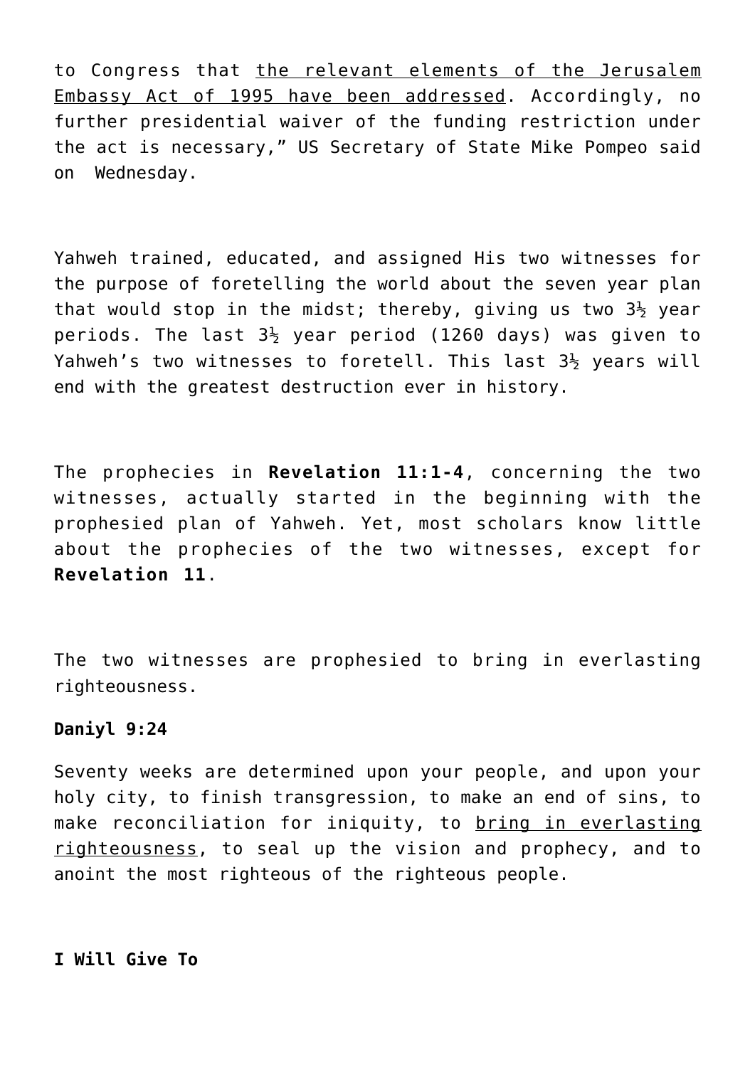to Congress that <u>the relevant elements of the Jerusalem Embassy Act of 1995 have been addressed</u>. Accordingly, no further presidential waiver of the funding restriction under the act is necessary," US Secretary of State Mike Pompeo said on Wednesday.

Yahweh trained, educated, and assigned His two witnesses for the purpose of foretelling the world about the seven year plan that would stop in the midst; thereby, giving us two 3½ year periods. The last 3½ year period (1260 days) was given to Yahweh's two witnesses to foretell. This last 3½ years will end with the greatest destruction ever in history.

The prophecies in **Revelation 11:1-4**, concerning the two witnesses, actually started in the beginning with the prophesied plan of Yahweh. Yet, most scholars know little about the prophecies of the two witnesses, except for **Revelation 11**.

The two witnesses are prophesied to bring in everlasting righteousness.

**Daniyl 9:24**

Seventy weeks are determined upon your people, and upon your holy city, to finish transgression, to make an end of sins, to make reconciliation for iniquity, to <u>bring in everlasting righteousness</u>, to seal up the vision and prophecy, and to anoint the most righteous of the righteous people.

**I Will Give To**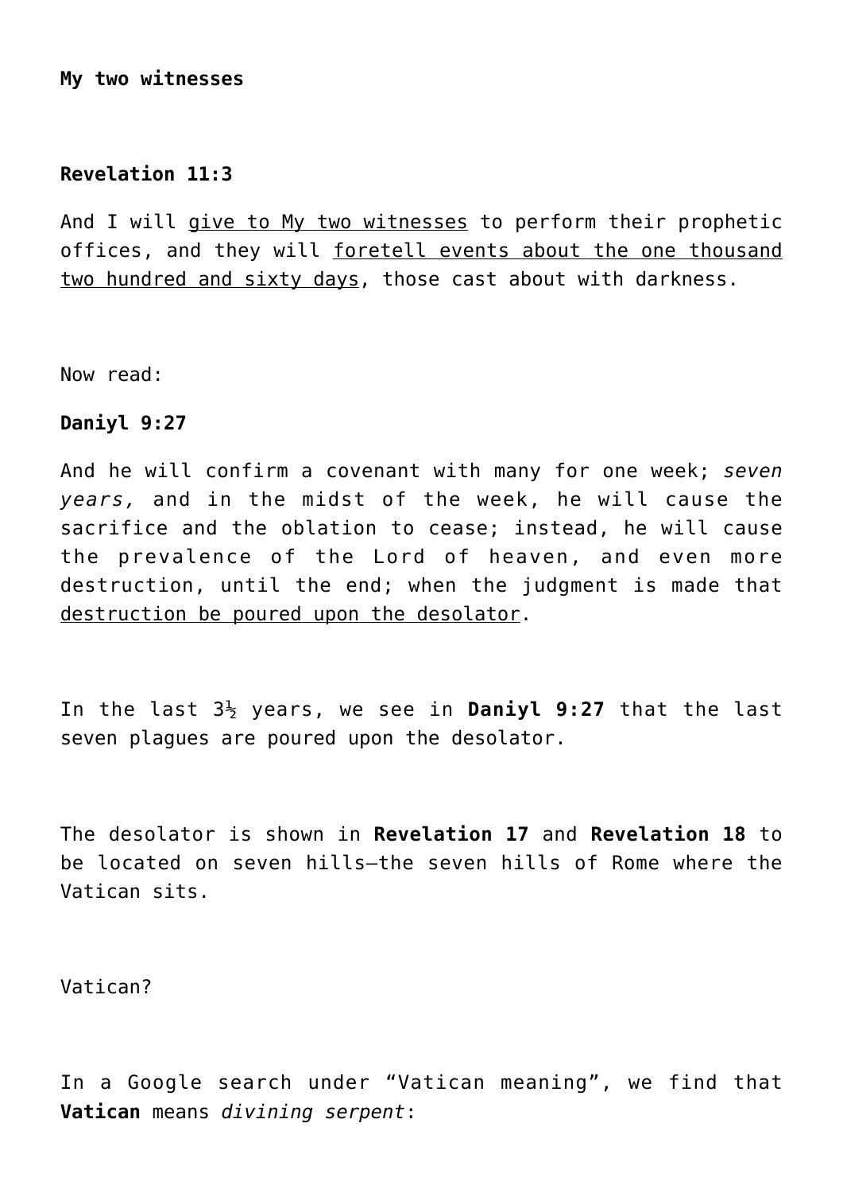**My two witnesses**

**Revelation 11:3**

And I will <u>give to My two witnesses</u> to perform their prophetic offices, and they will <u>foretell events about the one thousand two hundred and sixty days</u>, those cast about with darkness.

Now read:

**Daniyl 9:27**

And he will confirm a covenant with many for one week; *seven years,* and in the midst of the week, he will cause the sacrifice and the oblation to cease; instead, he will cause the prevalence of the Lord of heaven, and even more destruction, until the end; when the judgment is made that <u>destruction be poured upon the desolator</u>.

In the last 3½ years, we see in **Daniyl 9:27** that the last seven plagues are poured upon the desolator.

The desolator is shown in **Revelation 17** and **Revelation 18** to be located on seven hills—the seven hills of Rome where the Vatican sits.

Vatican?

In a Google search under “Vatican meaning”, we find that **Vatican** means *divining serpent*: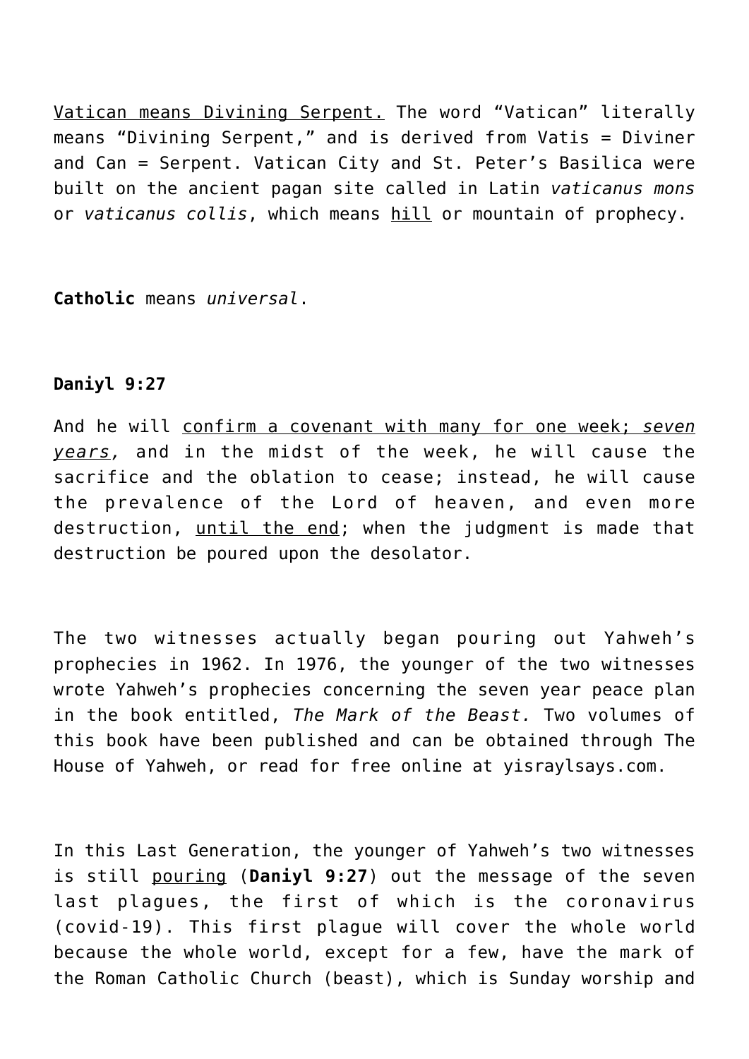Vatican means Divining Serpent. The word "Vatican" literally means "Divining Serpent," and is derived from Vatis = Diviner and Can = Serpent. Vatican City and St. Peter's Basilica were built on the ancient pagan site called in Latin *vaticanus mons* or *vaticanus collis*, which means hill or mountain of prophecy.

**Catholic** means *universal*.

**Daniyl 9:27**

And he will confirm a covenant with many for one week; *seven years,* and in the midst of the week, he will cause the sacrifice and the oblation to cease; instead, he will cause the prevalence of the Lord of heaven, and even more destruction, until the end; when the judgment is made that destruction be poured upon the desolator.

The two witnesses actually began pouring out Yahweh's prophecies in 1962. In 1976, the younger of the two witnesses wrote Yahweh's prophecies concerning the seven year peace plan in the book entitled, *The Mark of the Beast.* Two volumes of this book have been published and can be obtained through The House of Yahweh, or read for free online at yisraylsays.com.

In this Last Generation, the younger of Yahweh's two witnesses is still pouring (**Daniyl 9:27**) out the message of the seven last plagues, the first of which is the coronavirus (covid-19). This first plague will cover the whole world because the whole world, except for a few, have the mark of the Roman Catholic Church (beast), which is Sunday worship and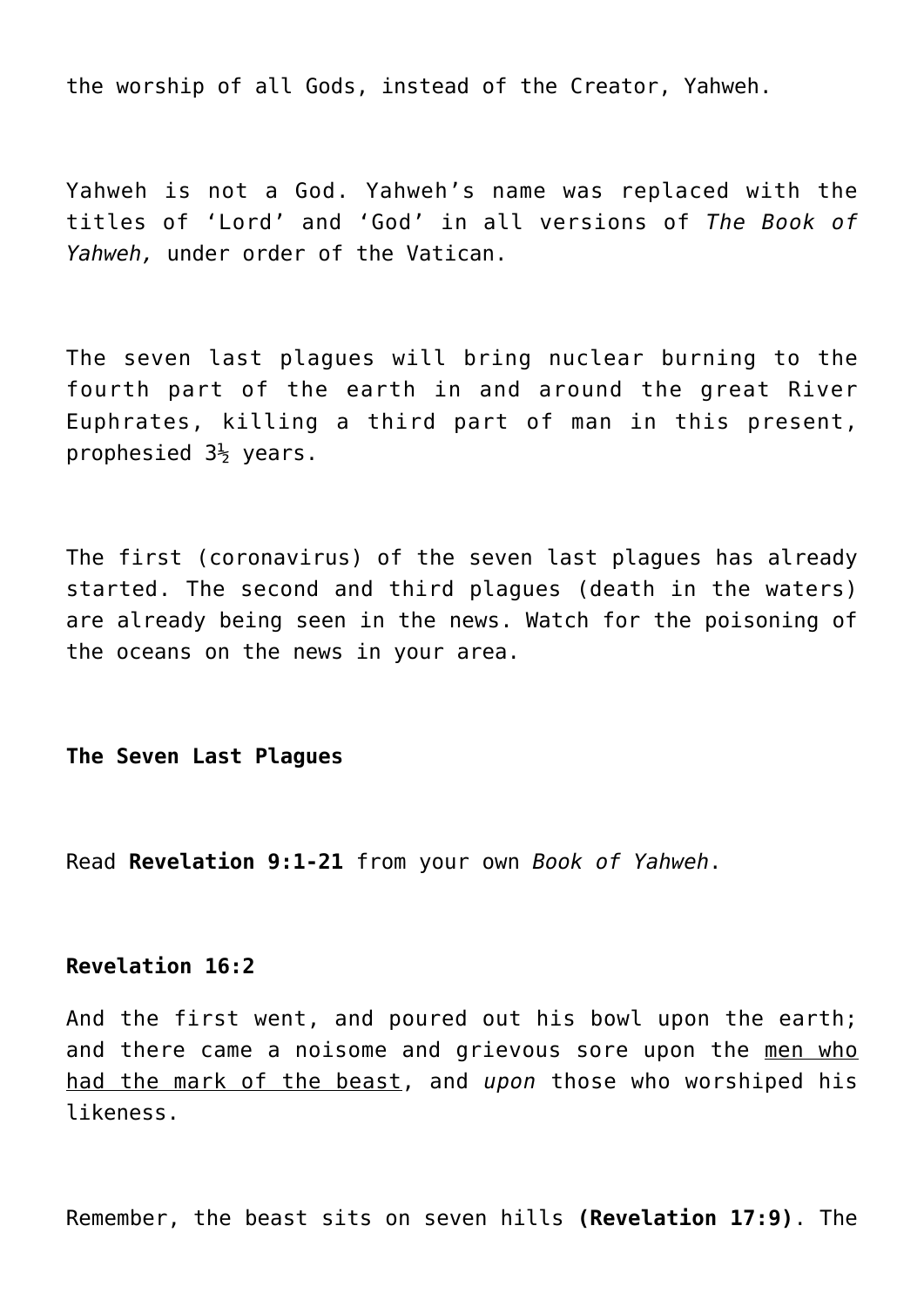the worship of all Gods, instead of the Creator, Yahweh.

Yahweh is not a God. Yahweh's name was replaced with the titles of 'Lord' and 'God' in all versions of *The Book of Yahweh,* under order of the Vatican.

The seven last plagues will bring nuclear burning to the fourth part of the earth in and around the great River Euphrates, killing a third part of man in this present, prophesied 3½ years.

The first (coronavirus) of the seven last plagues has already started. The second and third plagues (death in the waters) are already being seen in the news. Watch for the poisoning of the oceans on the news in your area.

**The Seven Last Plagues**

Read **Revelation 9:1-21** from your own *Book of Yahweh*.

**Revelation 16:2**

And the first went, and poured out his bowl upon the earth; and there came a noisome and grievous sore upon the men who had the mark of the beast, and *upon* those who worshiped his likeness.

Remember, the beast sits on seven hills **(Revelation 17:9)**. The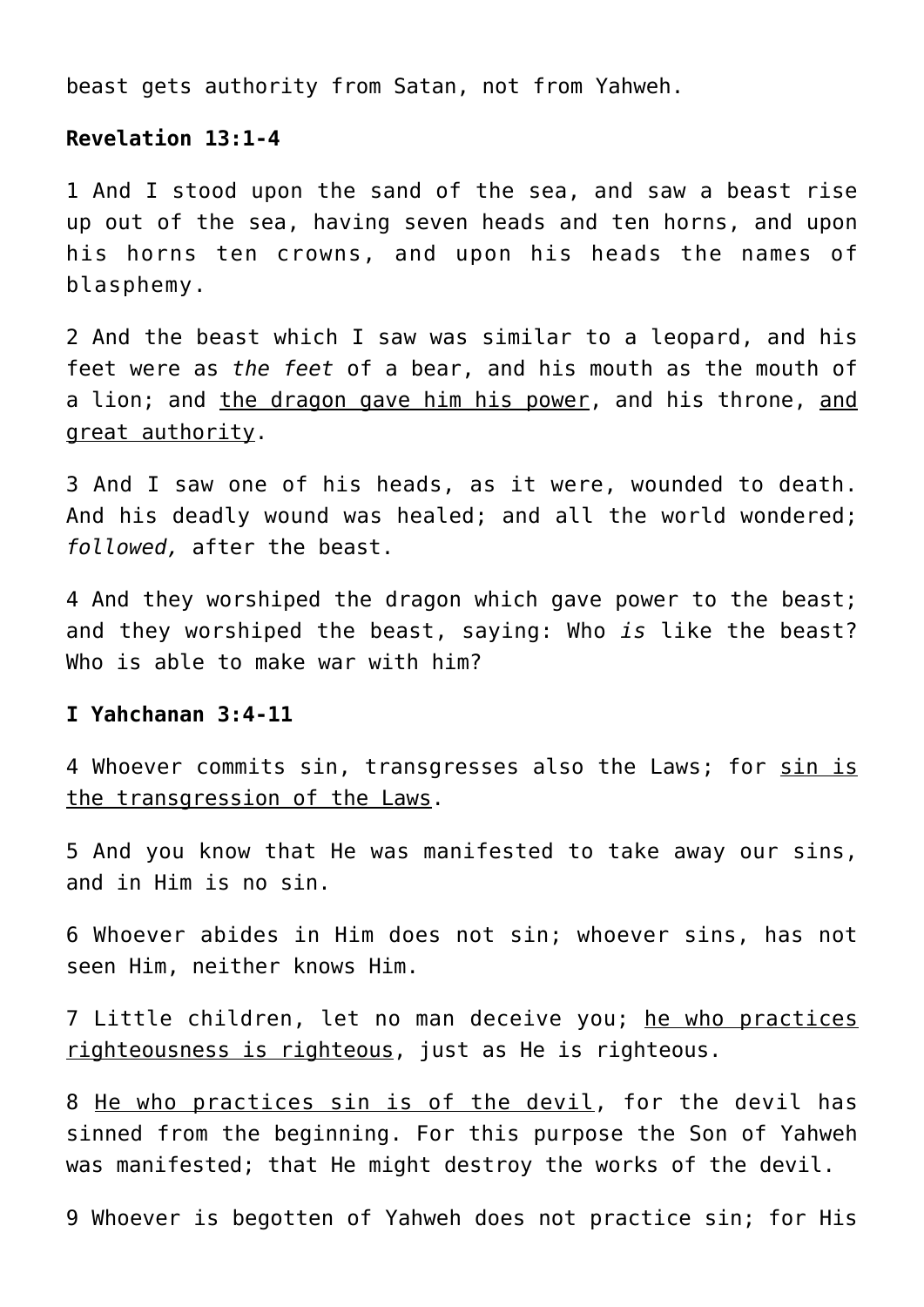beast gets authority from Satan, not from Yahweh.

**Revelation 13:1-4**

1 And I stood upon the sand of the sea, and saw a beast rise up out of the sea, having seven heads and ten horns, and upon his horns ten crowns, and upon his heads the names of blasphemy.

2 And the beast which I saw was similar to a leopard, and his feet were as *the feet* of a bear, and his mouth as the mouth of a lion; and <u>the dragon gave him his power</u>, and his throne, <u>and great authority</u>.

3 And I saw one of his heads, as it were, wounded to death. And his deadly wound was healed; and all the world wondered; *followed,* after the beast.

4 And they worshiped the dragon which gave power to the beast; and they worshiped the beast, saying: Who *is* like the beast? Who is able to make war with him?

**I Yahchanan 3:4-11**

4 Whoever commits sin, transgresses also the Laws; for <u>sin is the transgression of the Laws</u>.

5 And you know that He was manifested to take away our sins, and in Him is no sin.

6 Whoever abides in Him does not sin; whoever sins, has not seen Him, neither knows Him.

7 Little children, let no man deceive you; <u>he who practices righteousness is righteous</u>, just as He is righteous.

8 <u>He who practices sin is of the devil</u>, for the devil has sinned from the beginning. For this purpose the Son of Yahweh was manifested; that He might destroy the works of the devil.

9 Whoever is begotten of Yahweh does not practice sin; for His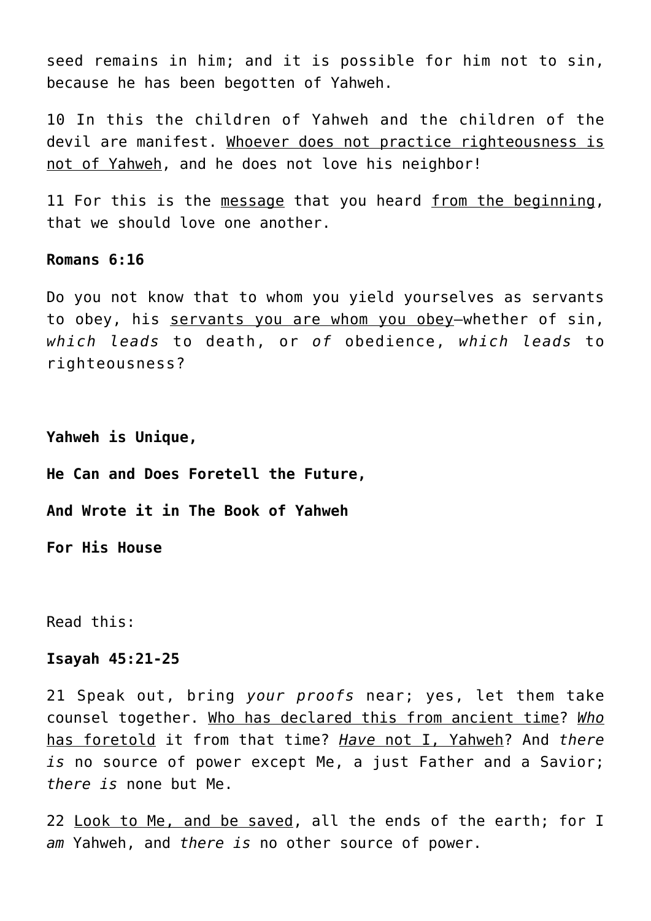seed remains in him; and it is possible for him not to sin, because he has been begotten of Yahweh.

10 In this the children of Yahweh and the children of the devil are manifest. <u>Whoever does not practice righteousness is not of Yahweh</u>, and he does not love his neighbor!

11 For this is the <u>message</u> that you heard <u>from the beginning</u>, that we should love one another.

**Romans 6:16**

Do you not know that to whom you yield yourselves as servants to obey, his <u>servants you are whom you obey</u>—whether of sin, *which leads* to death, or *of* obedience, *which leads* to righteousness?

**Yahweh is Unique,**

**He Can and Does Foretell the Future,**

**And Wrote it in The Book of Yahweh**

**For His House**

Read this:

**Isayah 45:21-25**

21 Speak out, bring *your proofs* near; yes, let them take counsel together. <u>Who has declared this from ancient time</u>? <u>*Who* has foretold</u> it from that time? <u>*Have* not I, Yahweh</u>? And *there is* no source of power except Me, a just Father and a Savior; *there is* none but Me.

22 <u>Look to Me, and be saved</u>, all the ends of the earth; for I *am* Yahweh, and *there is* no other source of power.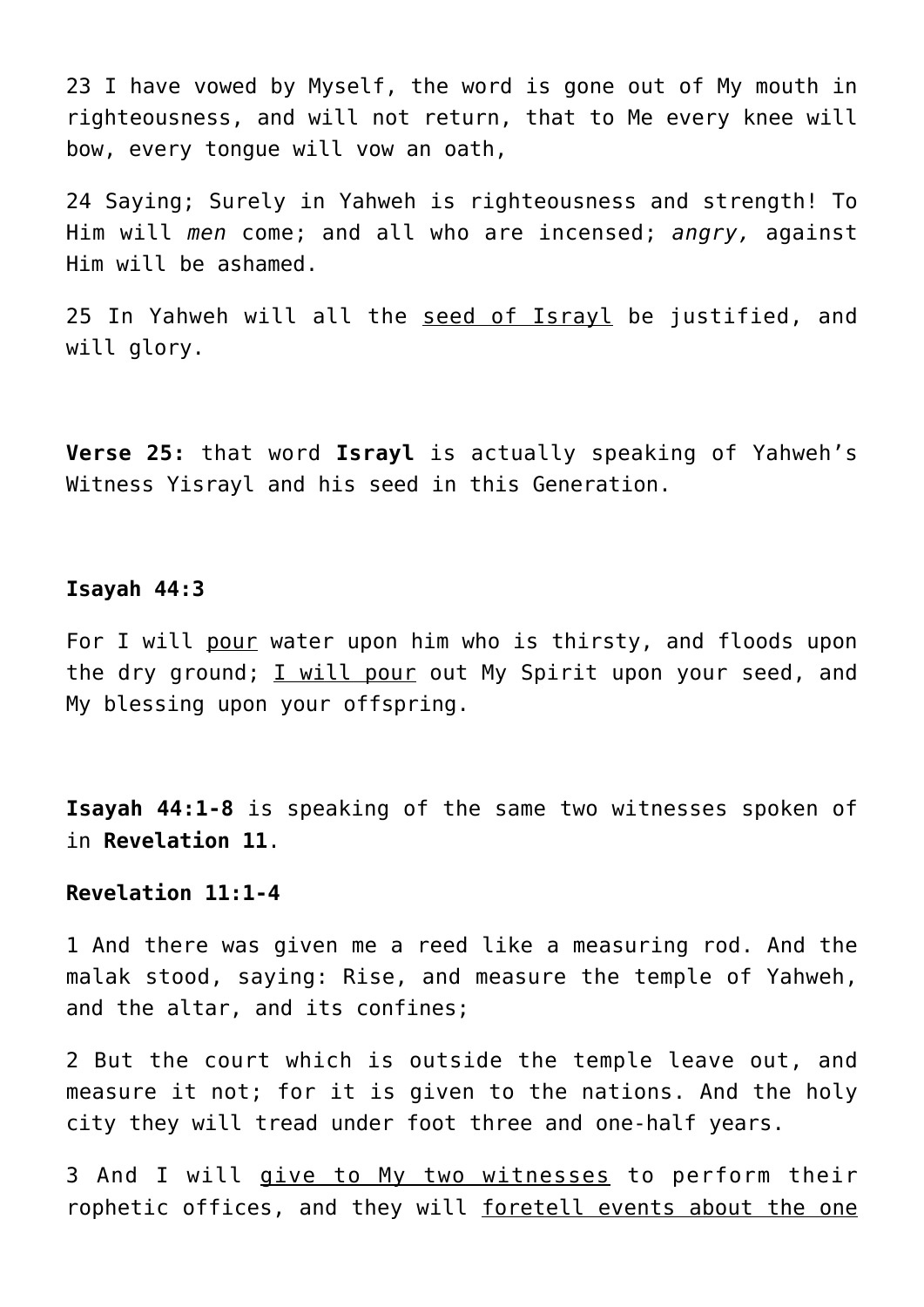23 I have vowed by Myself, the word is gone out of My mouth in righteousness, and will not return, that to Me every knee will bow, every tongue will vow an oath,

24 Saying; Surely in Yahweh is righteousness and strength! To Him will *men* come; and all who are incensed; *angry,* against Him will be ashamed.

25 In Yahweh will all the seed of Israyl be justified, and will glory.

**Verse 25:** that word **Israyl** is actually speaking of Yahweh's Witness Yisrayl and his seed in this Generation.

**Isayah 44:3**

For I will pour water upon him who is thirsty, and floods upon the dry ground; I will pour out My Spirit upon your seed, and My blessing upon your offspring.

**Isayah 44:1-8** is speaking of the same two witnesses spoken of in **Revelation 11**.

**Revelation 11:1-4**

1 And there was given me a reed like a measuring rod. And the malak stood, saying: Rise, and measure the temple of Yahweh, and the altar, and its confines;

2 But the court which is outside the temple leave out, and measure it not; for it is given to the nations. And the holy city they will tread under foot three and one-half years.

3 And I will give to My two witnesses to perform their rophetic offices, and they will foretell events about the one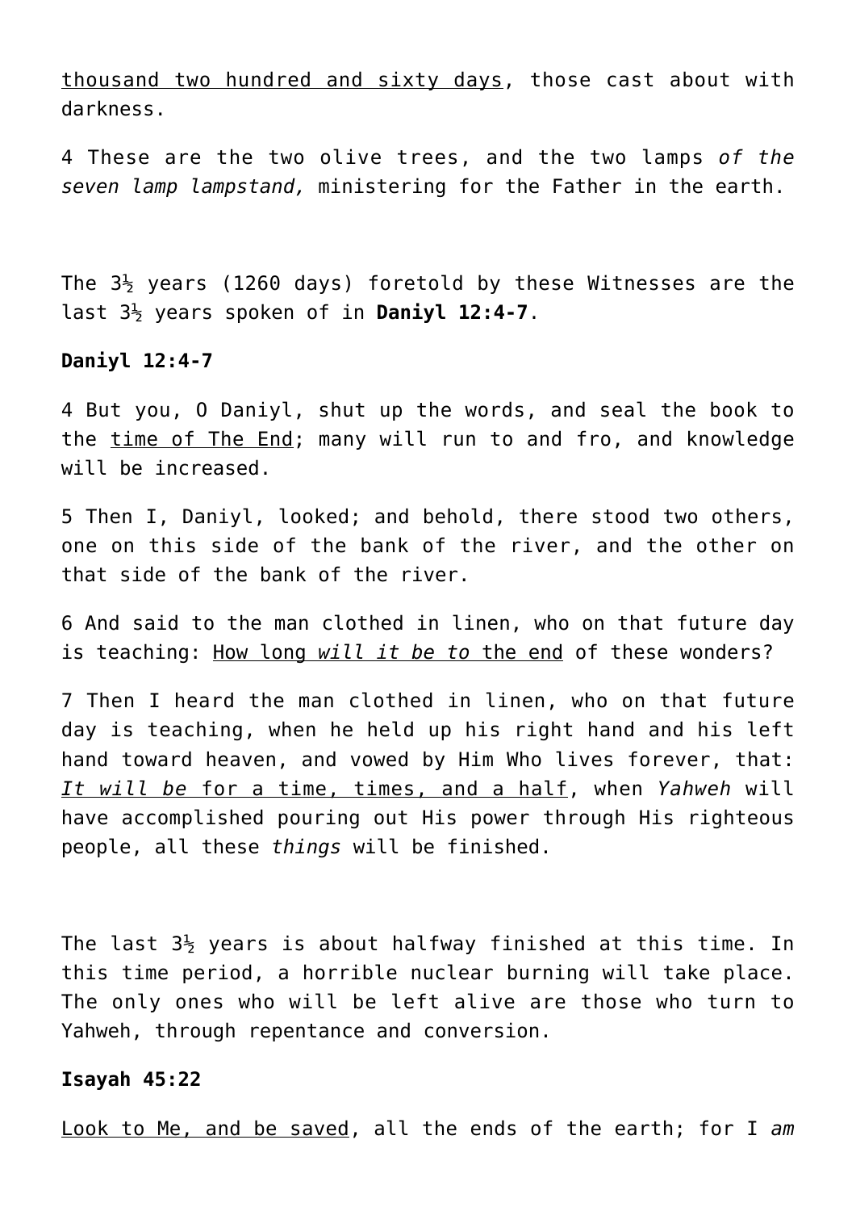<u>thousand two hundred and sixty days</u>, those cast about with darkness.

4 These are the two olive trees, and the two lamps *of the seven lamp lampstand,* ministering for the Father in the earth.

The 3½ years (1260 days) foretold by these Witnesses are the last 3½ years spoken of in **Daniyl 12:4-7**.

**Daniyl 12:4-7**

4 But you, O Daniyl, shut up the words, and seal the book to the <u>time of The End</u>; many will run to and fro, and knowledge will be increased.

5 Then I, Daniyl, looked; and behold, there stood two others, one on this side of the bank of the river, and the other on that side of the bank of the river.

6 And said to the man clothed in linen, who on that future day is teaching: <u>How long *will it be to* the end</u> of these wonders?

7 Then I heard the man clothed in linen, who on that future day is teaching, when he held up his right hand and his left hand toward heaven, and vowed by Him Who lives forever, that: <u>*It will be* for a time, times, and a half</u>, when *Yahweh* will have accomplished pouring out His power through His righteous people, all these *things* will be finished.

The last 3½ years is about halfway finished at this time. In this time period, a horrible nuclear burning will take place. The only ones who will be left alive are those who turn to Yahweh, through repentance and conversion.

**Isayah 45:22**

<u>Look to Me, and be saved</u>, all the ends of the earth; for I *am*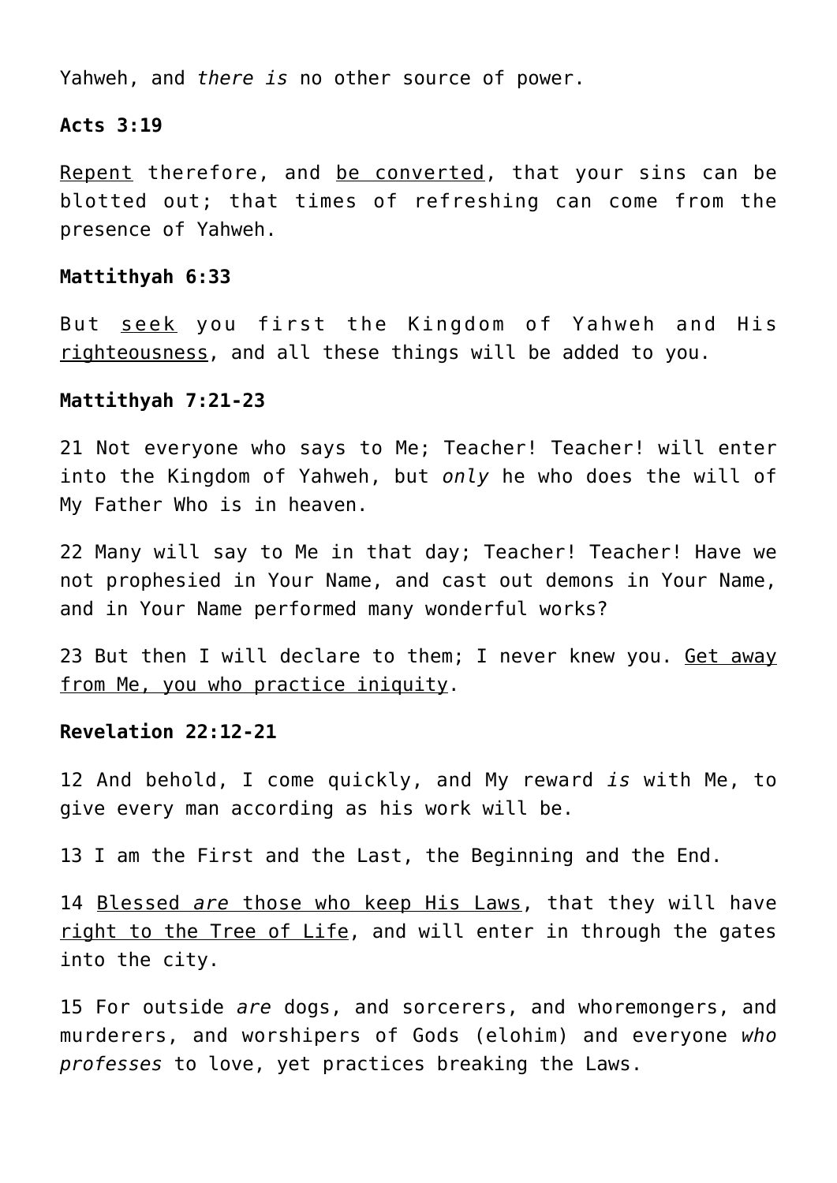Yahweh, and *there is* no other source of power.

**Acts 3:19**

<u>Repent</u> therefore, and <u>be converted</u>, that your sins can be blotted out; that times of refreshing can come from the presence of Yahweh.

**Mattithyah 6:33**

But <u>seek</u> you first the Kingdom of Yahweh and His <u>righteousness</u>, and all these things will be added to you.

**Mattithyah 7:21-23**

21 Not everyone who says to Me; Teacher! Teacher! will enter into the Kingdom of Yahweh, but *only* he who does the will of My Father Who is in heaven.

22 Many will say to Me in that day; Teacher! Teacher! Have we not prophesied in Your Name, and cast out demons in Your Name, and in Your Name performed many wonderful works?

23 But then I will declare to them; I never knew you. <u>Get away from Me, you who practice iniquity</u>.

**Revelation 22:12-21**

12 And behold, I come quickly, and My reward *is* with Me, to give every man according as his work will be.

13 I am the First and the Last, the Beginning and the End.

14 <u>Blessed *are* those who keep His Laws</u>, that they will have <u>right to the Tree of Life</u>, and will enter in through the gates into the city.

15 For outside *are* dogs, and sorcerers, and whoremongers, and murderers, and worshipers of Gods (elohim) and everyone *who professes* to love, yet practices breaking the Laws.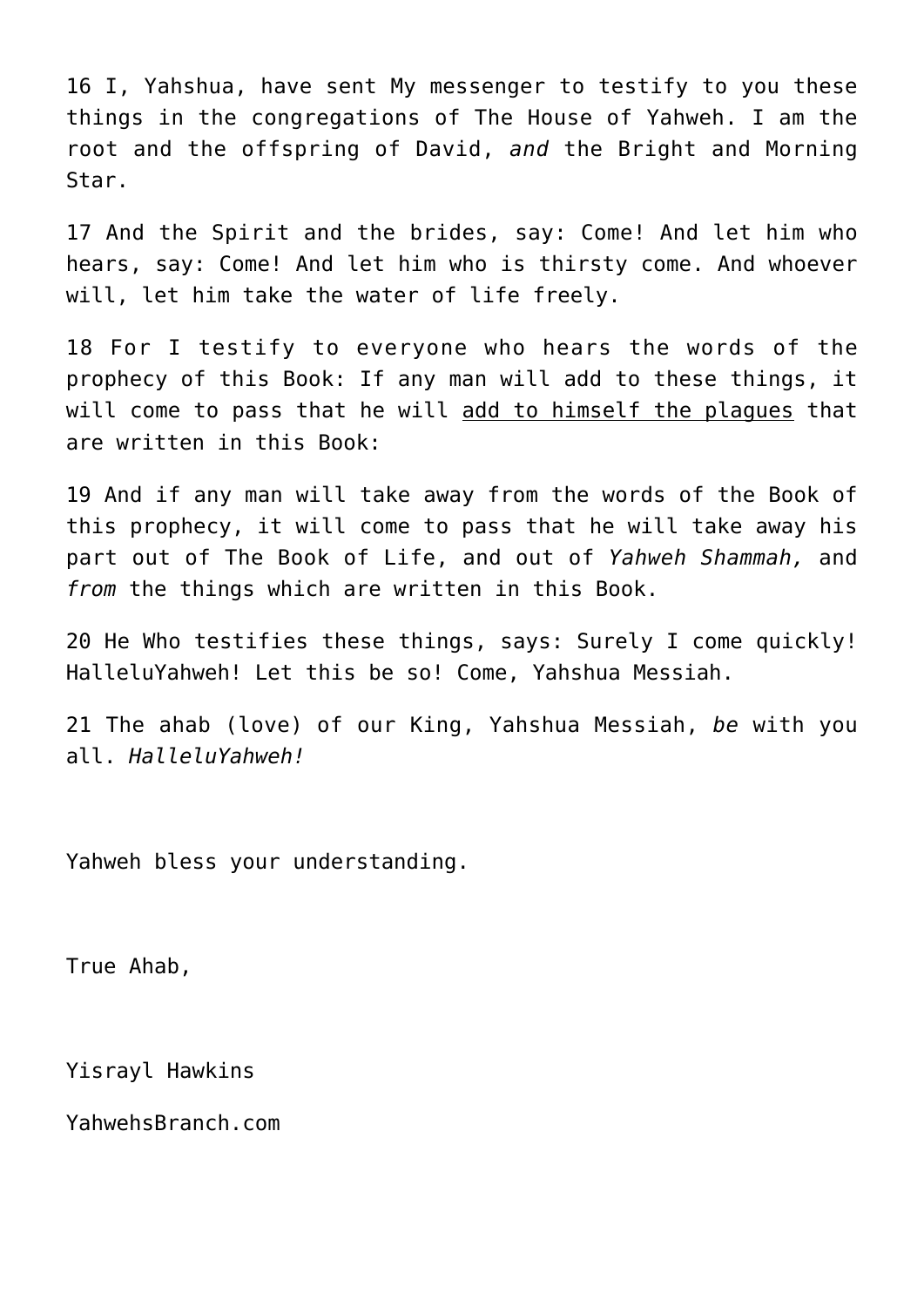16 I, Yahshua, have sent My messenger to testify to you these things in the congregations of The House of Yahweh. I am the root and the offspring of David, *and* the Bright and Morning Star.

17 And the Spirit and the brides, say: Come! And let him who hears, say: Come! And let him who is thirsty come. And whoever will, let him take the water of life freely.

18 For I testify to everyone who hears the words of the prophecy of this Book: If any man will add to these things, it will come to pass that he will <u>add to himself the plagues</u> that are written in this Book:

19 And if any man will take away from the words of the Book of this prophecy, it will come to pass that he will take away his part out of The Book of Life, and out of *Yahweh Shammah,* and *from* the things which are written in this Book.

20 He Who testifies these things, says: Surely I come quickly! HalleluYahweh! Let this be so! Come, Yahshua Messiah.

21 The ahab (love) of our King, Yahshua Messiah, *be* with you all. *HalleluYahweh!*

Yahweh bless your understanding.

True Ahab,

Yisrayl Hawkins

YahwehsBranch.com